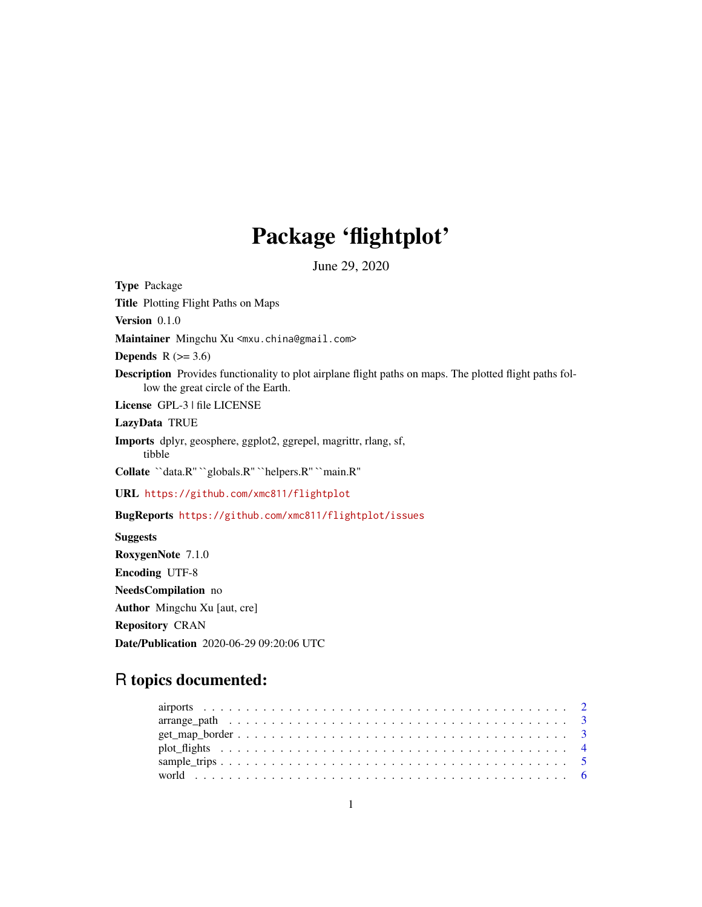# Package 'flightplot'

June 29, 2020

**Type** Package

**Title** Plotting Flight Paths on Maps

**Version** 0.1.0

**Maintainer** Mingchu Xu <mxu.china@gmail.com>

**Depends** R (>= 3.6)

**Description** Provides functionality to plot airplane flight paths on maps. The plotted flight paths follow the great circle of the Earth.

**License** GPL-3 | file LICENSE

**LazyData** TRUE

**Imports** dplyr, geosphere, ggplot2, ggrepel, magrittr, rlang, sf, tibble

**Collate** ``data.R'' ``globals.R'' ``helpers.R'' ``main.R''

**URL** https://github.com/xmc811/flightplot

**BugReports** https://github.com/xmc811/flightplot/issues

**Suggests**

**RoxygenNote** 7.1.0

**Encoding** UTF-8

**NeedsCompilation** no

**Author** Mingchu Xu [aut, cre]

**Repository** CRAN

**Date/Publication** 2020-06-29 09:20:06 UTC

## R topics documented:

- airports . . . . . . . . . . . . . . . . . . . . . . . . . . . . . . . . . . . . . . . . . . 2
- arrange_path . . . . . . . . . . . . . . . . . . . . . . . . . . . . . . . . . . . . . . . . 3
- get_map_border . . . . . . . . . . . . . . . . . . . . . . . . . . . . . . . . . . . . . . 3
- plot_flights . . . . . . . . . . . . . . . . . . . . . . . . . . . . . . . . . . . . . . . . . 4
- sample_trips . . . . . . . . . . . . . . . . . . . . . . . . . . . . . . . . . . . . . . . . 5
- world . . . . . . . . . . . . . . . . . . . . . . . . . . . . . . . . . . . . . . . . . . . . 6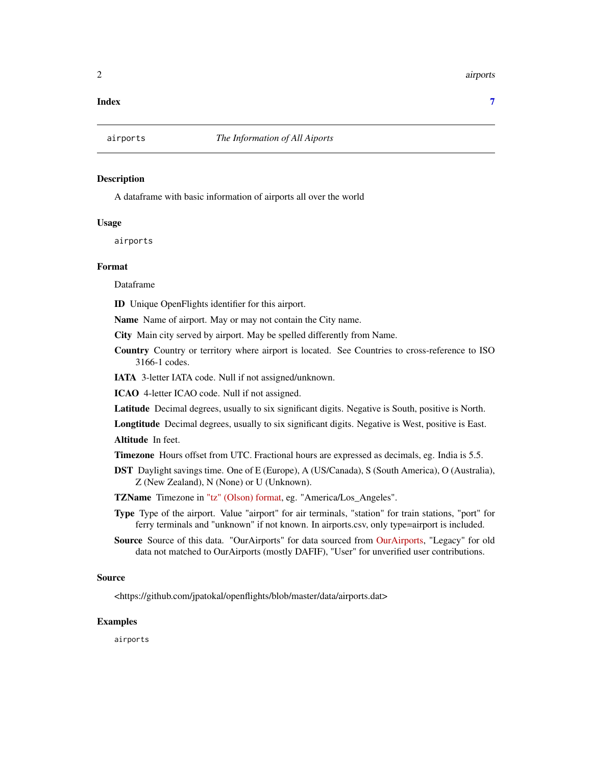**Index** **7**

---

airports *The Information of All Aiports*

---

## Description

A dataframe with basic information of airports all over the world

## Usage

```
airports
```

## Format

Dataframe

**ID** Unique OpenFlights identifier for this airport.

**Name** Name of airport. May or may not contain the City name.

**City** Main city served by airport. May be spelled differently from Name.

**Country** Country or territory where airport is located. See Countries to cross-reference to ISO 3166-1 codes.

**IATA** 3-letter IATA code. Null if not assigned/unknown.

**ICAO** 4-letter ICAO code. Null if not assigned.

**Latitude** Decimal degrees, usually to six significant digits. Negative is South, positive is North.

**Longtitude** Decimal degrees, usually to six significant digits. Negative is West, positive is East.

**Altitude** In feet.

**Timezone** Hours offset from UTC. Fractional hours are expressed as decimals, eg. India is 5.5.

**DST** Daylight savings time. One of E (Europe), A (US/Canada), S (South America), O (Australia), Z (New Zealand), N (None) or U (Unknown).

**TZName** Timezone in "tz" (Olson) format, eg. "America/Los_Angeles".

**Type** Type of the airport. Value "airport" for air terminals, "station" for train stations, "port" for ferry terminals and "unknown" if not known. In airports.csv, only type=airport is included.

**Source** Source of this data. "OurAirports" for data sourced from OurAirports, "Legacy" for old data not matched to OurAirports (mostly DAFIF), "User" for unverified user contributions.

## Source

<https://github.com/jpatokal/openflights/blob/master/data/airports.dat>

## Examples

```
airports
```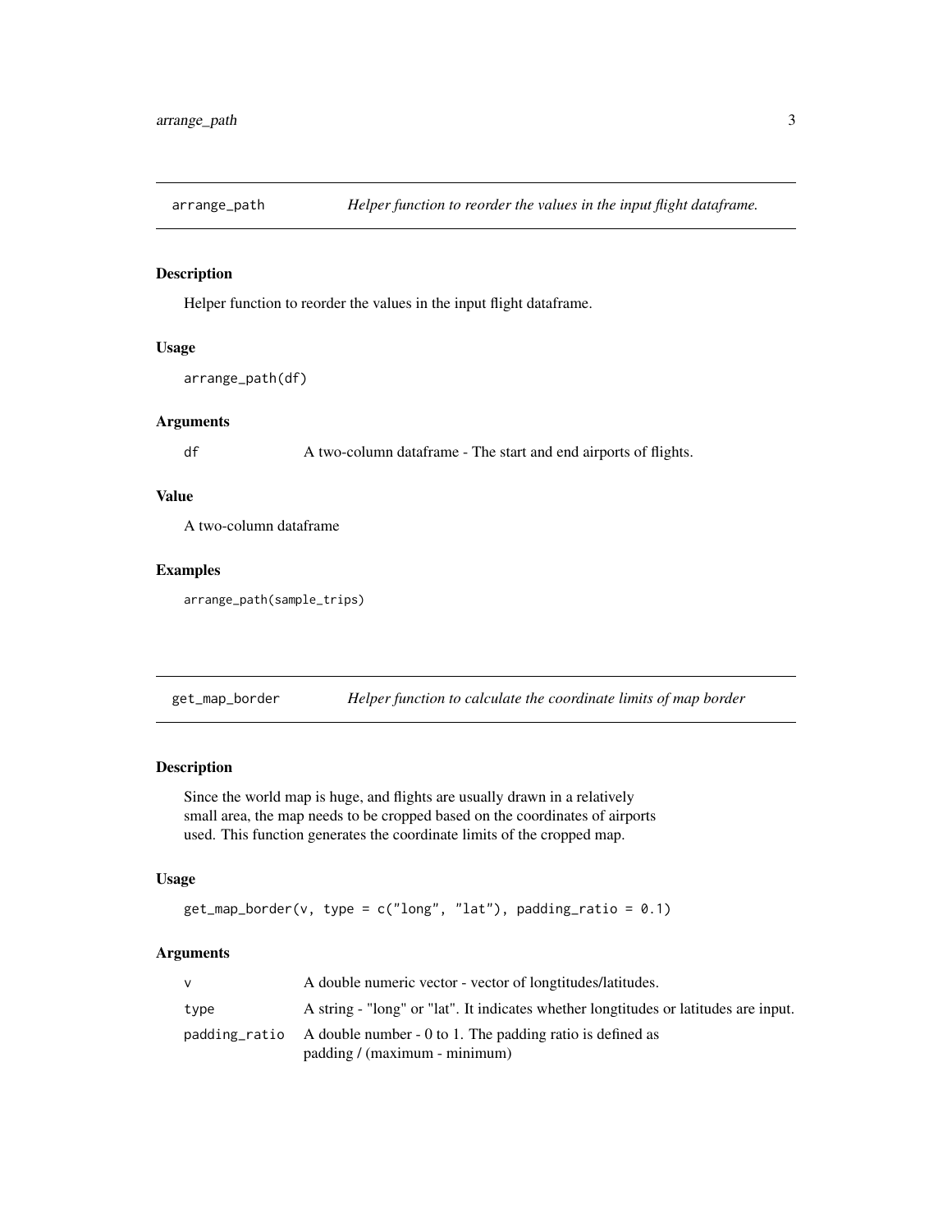## arrange_path    *Helper function to reorder the values in the input flight dataframe.*

### Description

Helper function to reorder the values in the input flight dataframe.

### Usage

```
arrange_path(df)
```

### Arguments

| | |
|---|---|
| df | A two-column dataframe - The start and end airports of flights. |

### Value

A two-column dataframe

### Examples

```
arrange_path(sample_trips)
```

## get_map_border    *Helper function to calculate the coordinate limits of map border*

### Description

Since the world map is huge, and flights are usually drawn in a relatively small area, the map needs to be cropped based on the coordinates of airports used. This function generates the coordinate limits of the cropped map.

### Usage

```
get_map_border(v, type = c("long", "lat"), padding_ratio = 0.1)
```

### Arguments

| | |
|---|---|
| v | A double numeric vector - vector of longtitudes/latitudes. |
| type | A string - "long" or "lat". It indicates whether longtitudes or latitudes are input. |
| padding_ratio | A double number - 0 to 1. The padding ratio is defined as padding / (maximum - minimum) |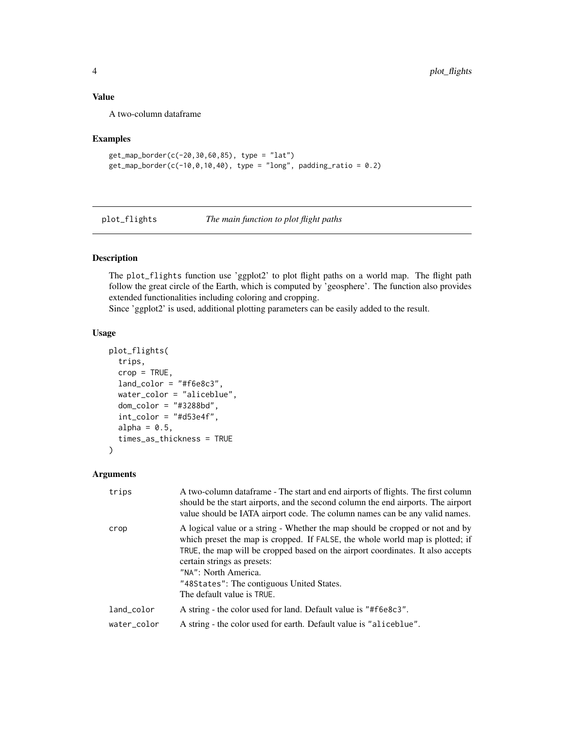### Value

A two-column dataframe

### Examples

```
get_map_border(c(-20,30,60,85), type = "lat")
get_map_border(c(-10,0,10,40), type = "long", padding_ratio = 0.2)
```

---

## plot_flights *The main function to plot flight paths*

---

### Description

The plot_flights function use 'ggplot2' to plot flight paths on a world map. The flight path follow the great circle of the Earth, which is computed by 'geosphere'. The function also provides extended functionalities including coloring and cropping.
Since 'ggplot2' is used, additional plotting parameters can be easily added to the result.

### Usage

```
plot_flights(
  trips,
  crop = TRUE,
  land_color = "#f6e8c3",
  water_color = "aliceblue",
  dom_color = "#3288bd",
  int_color = "#d53e4f",
  alpha = 0.5,
  times_as_thickness = TRUE
)
```

### Arguments

| | |
|---|---|
| trips | A two-column dataframe - The start and end airports of flights. The first column should be the start airports, and the second column the end airports. The airport value should be IATA airport code. The column names can be any valid names. |
| crop | A logical value or a string - Whether the map should be cropped or not and by which preset the map is cropped. If FALSE, the whole world map is plotted; if TRUE, the map will be cropped based on the airport coordinates. It also accepts certain strings as presets:<br>"NA": North America.<br>"48States": The contiguous United States.<br>The default value is TRUE. |
| land_color | A string - the color used for land. Default value is "#f6e8c3". |
| water_color | A string - the color used for earth. Default value is "aliceblue". |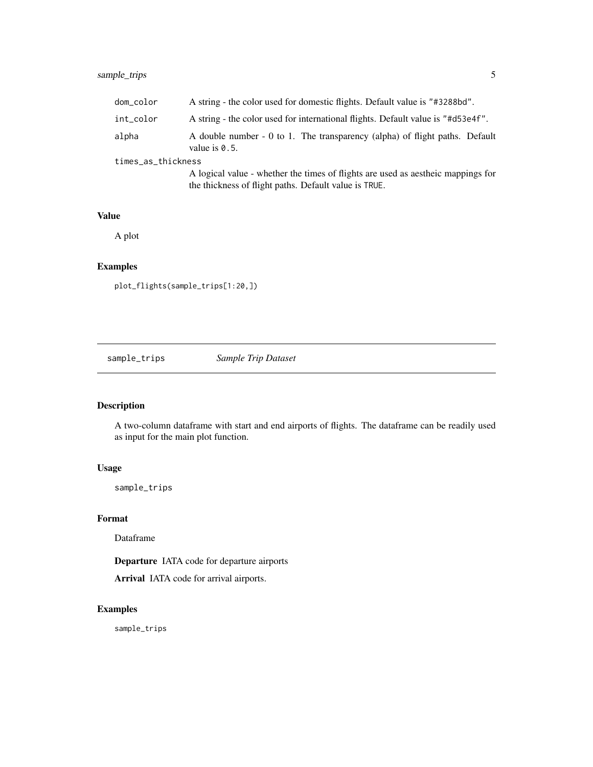| | |
|---|---|
| dom_color | A string - the color used for domestic flights. Default value is "#3288bd". |
| int_color | A string - the color used for international flights. Default value is "#d53e4f". |
| alpha | A double number - 0 to 1. The transparency (alpha) of flight paths. Default value is 0.5. |
| times_as_thickness | A logical value - whether the times of flights are used as aestheic mappings for the thickness of flight paths. Default value is TRUE. |

### Value

A plot

### Examples

```
plot_flights(sample_trips[1:20,])
```

---

## sample_trips    *Sample Trip Dataset*

---

### Description

A two-column dataframe with start and end airports of flights. The dataframe can be readily used as input for the main plot function.

### Usage

```
sample_trips
```

### Format

Dataframe

**Departure** IATA code for departure airports

**Arrival** IATA code for arrival airports.

### Examples

```
sample_trips
```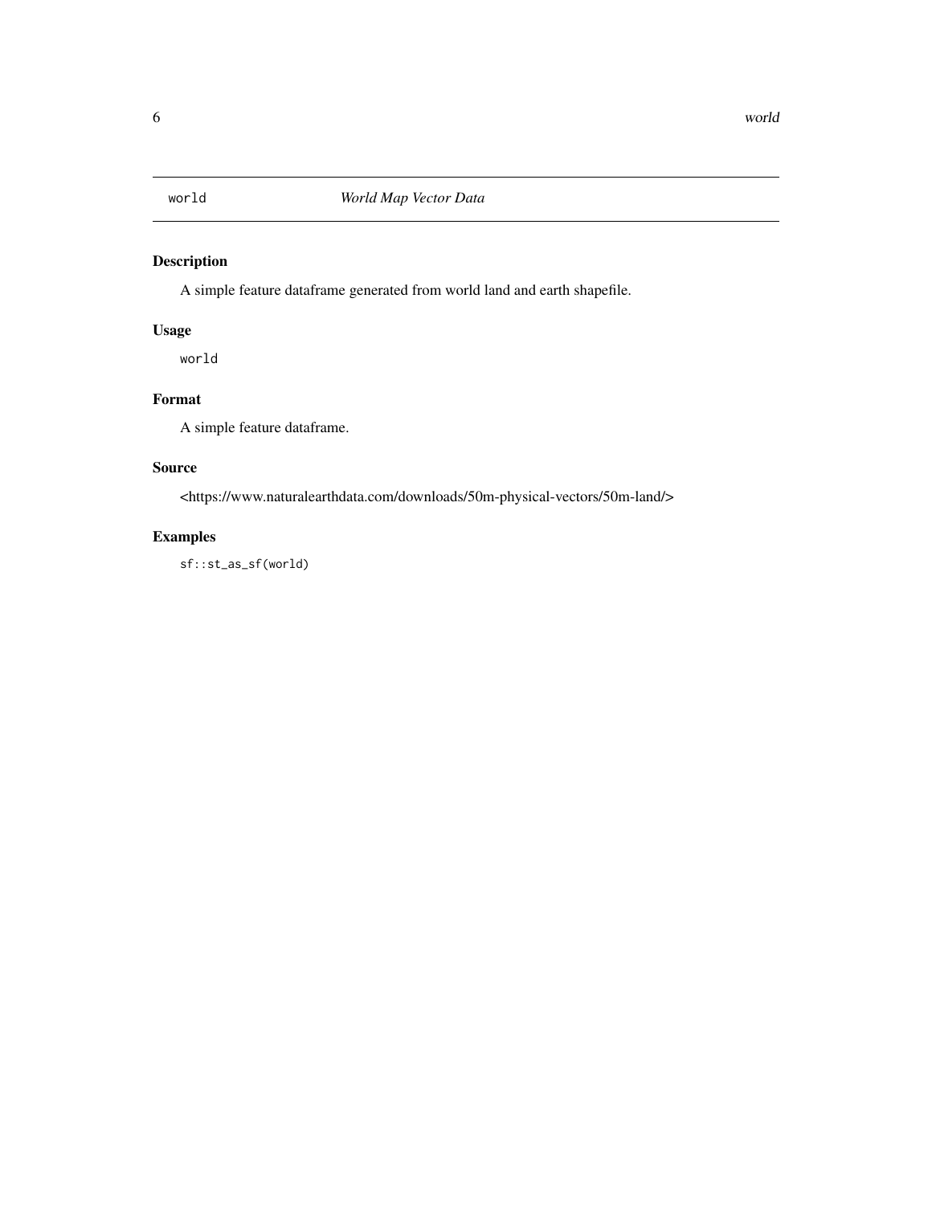`world` *World Map Vector Data*

## Description

A simple feature dataframe generated from world land and earth shapefile.

## Usage

```
world
```

## Format

A simple feature dataframe.

## Source

<https://www.naturalearthdata.com/downloads/50m-physical-vectors/50m-land/>

## Examples

```
sf::st_as_sf(world)
```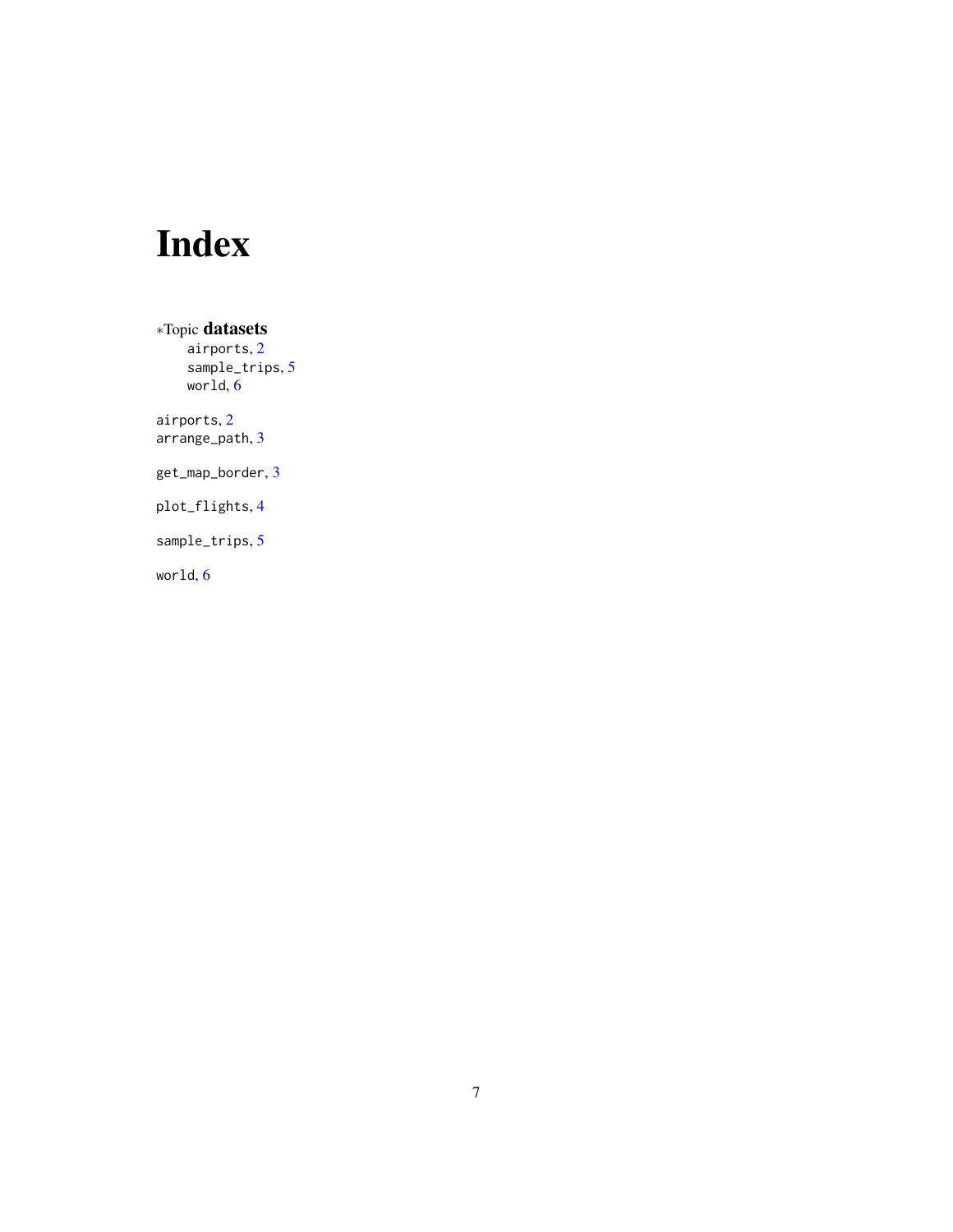# Index

∗Topic **datasets**
- airports, 2
- sample_trips, 5
- world, 6

airports, 2
arrange_path, 3

get_map_border, 3

plot_flights, 4

sample_trips, 5

world, 6